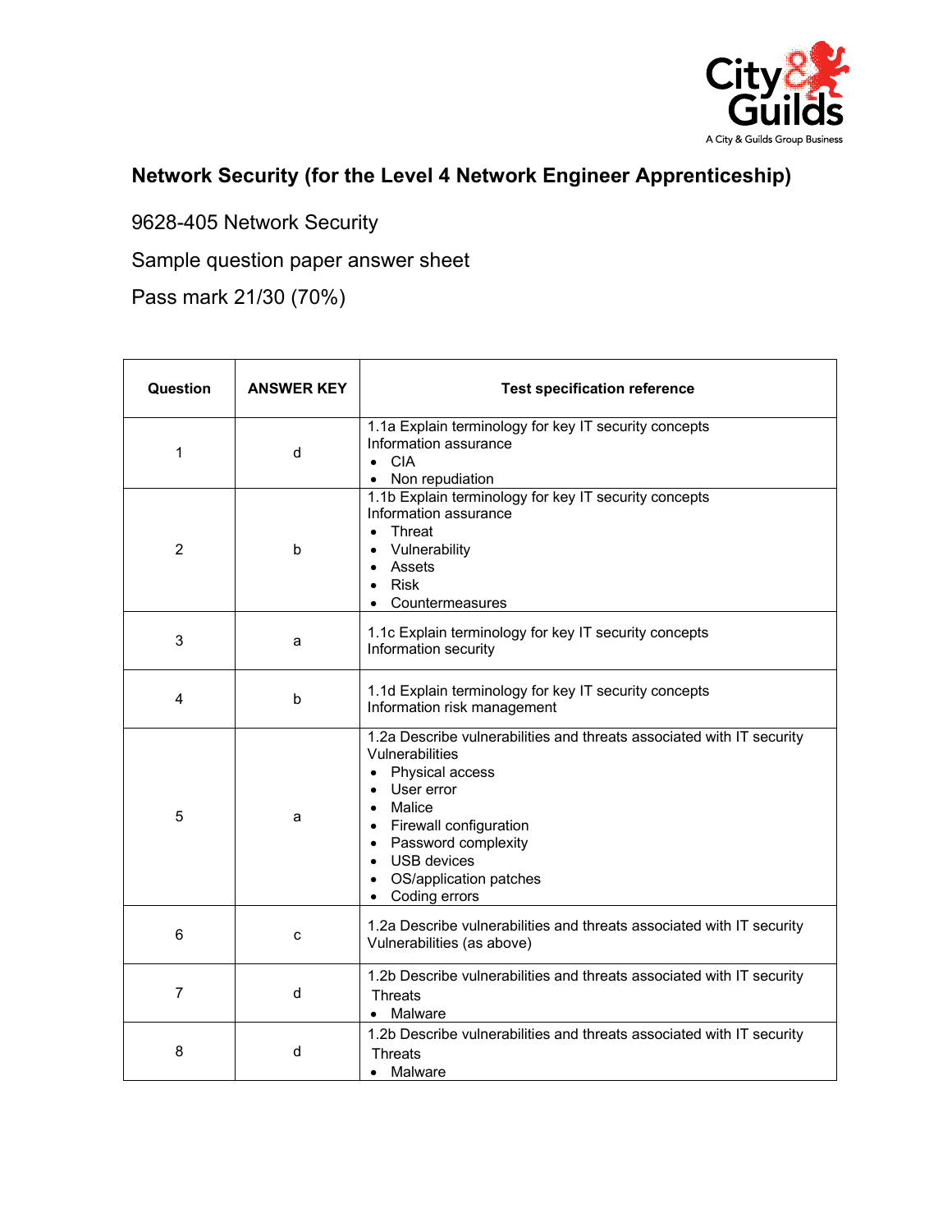# Network Security (for the Level 4 Network Engineer Apprenticeship)

9628-405 Network Security

Sample question paper answer sheet

Pass mark 21/30 (70%)

| Question | ANSWER KEY | Test specification reference |
|---|---|---|
| 1 | d | 1.1a Explain terminology for key IT security concepts<br>Information assurance<br>• CIA<br>• Non repudiation |
| 2 | b | 1.1b Explain terminology for key IT security concepts<br>Information assurance<br>• Threat<br>• Vulnerability<br>• Assets<br>• Risk<br>• Countermeasures |
| 3 | a | 1.1c Explain terminology for key IT security concepts<br>Information security |
| 4 | b | 1.1d Explain terminology for key IT security concepts<br>Information risk management |
| 5 | a | 1.2a Describe vulnerabilities and threats associated with IT security<br>Vulnerabilities<br>• Physical access<br>• User error<br>• Malice<br>• Firewall configuration<br>• Password complexity<br>• USB devices<br>• OS/application patches<br>• Coding errors |
| 6 | c | 1.2a Describe vulnerabilities and threats associated with IT security<br>Vulnerabilities (as above) |
| 7 | d | 1.2b Describe vulnerabilities and threats associated with IT security<br>Threats<br>• Malware |
| 8 | d | 1.2b Describe vulnerabilities and threats associated with IT security<br>Threats<br>• Malware |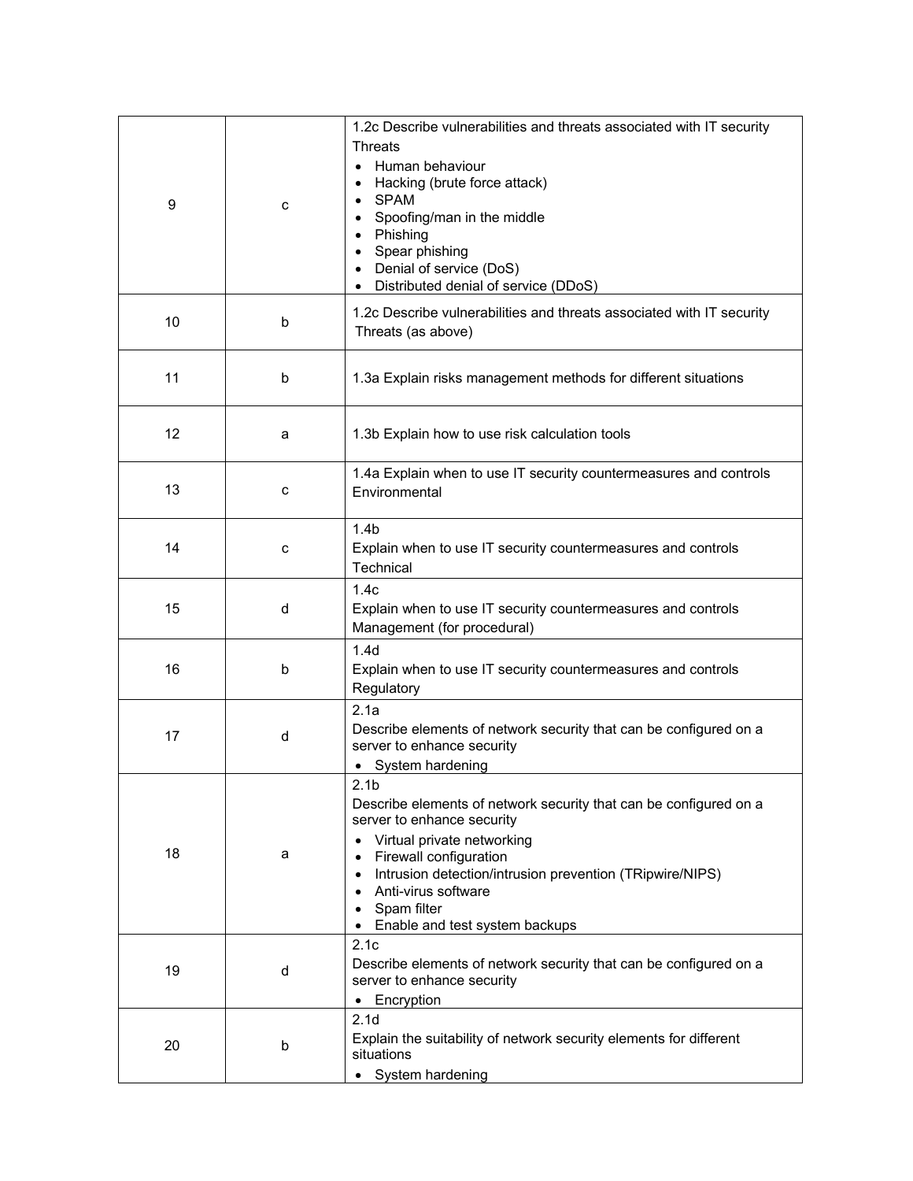| 9 | c | 1.2c Describe vulnerabilities and threats associated with IT security<br>Threats<br>• Human behaviour<br>• Hacking (brute force attack)<br>• SPAM<br>• Spoofing/man in the middle<br>• Phishing<br>• Spear phishing<br>• Denial of service (DoS)<br>• Distributed denial of service (DDoS) |
|---|---|---|
| 10 | b | 1.2c Describe vulnerabilities and threats associated with IT security<br>Threats (as above) |
| 11 | b | 1.3a Explain risks management methods for different situations |
| 12 | a | 1.3b Explain how to use risk calculation tools |
| 13 | c | 1.4a Explain when to use IT security countermeasures and controls<br>Environmental |
| 14 | c | 1.4b<br>Explain when to use IT security countermeasures and controls<br>Technical |
| 15 | d | 1.4c<br>Explain when to use IT security countermeasures and controls<br>Management (for procedural) |
| 16 | b | 1.4d<br>Explain when to use IT security countermeasures and controls<br>Regulatory |
| 17 | d | 2.1a<br>Describe elements of network security that can be configured on a server to enhance security<br>• System hardening |
| 18 | a | 2.1b<br>Describe elements of network security that can be configured on a server to enhance security<br>• Virtual private networking<br>• Firewall configuration<br>• Intrusion detection/intrusion prevention (TRipwire/NIPS)<br>• Anti-virus software<br>• Spam filter<br>• Enable and test system backups |
| 19 | d | 2.1c<br>Describe elements of network security that can be configured on a server to enhance security<br>• Encryption |
| 20 | b | 2.1d<br>Explain the suitability of network security elements for different situations<br>• System hardening |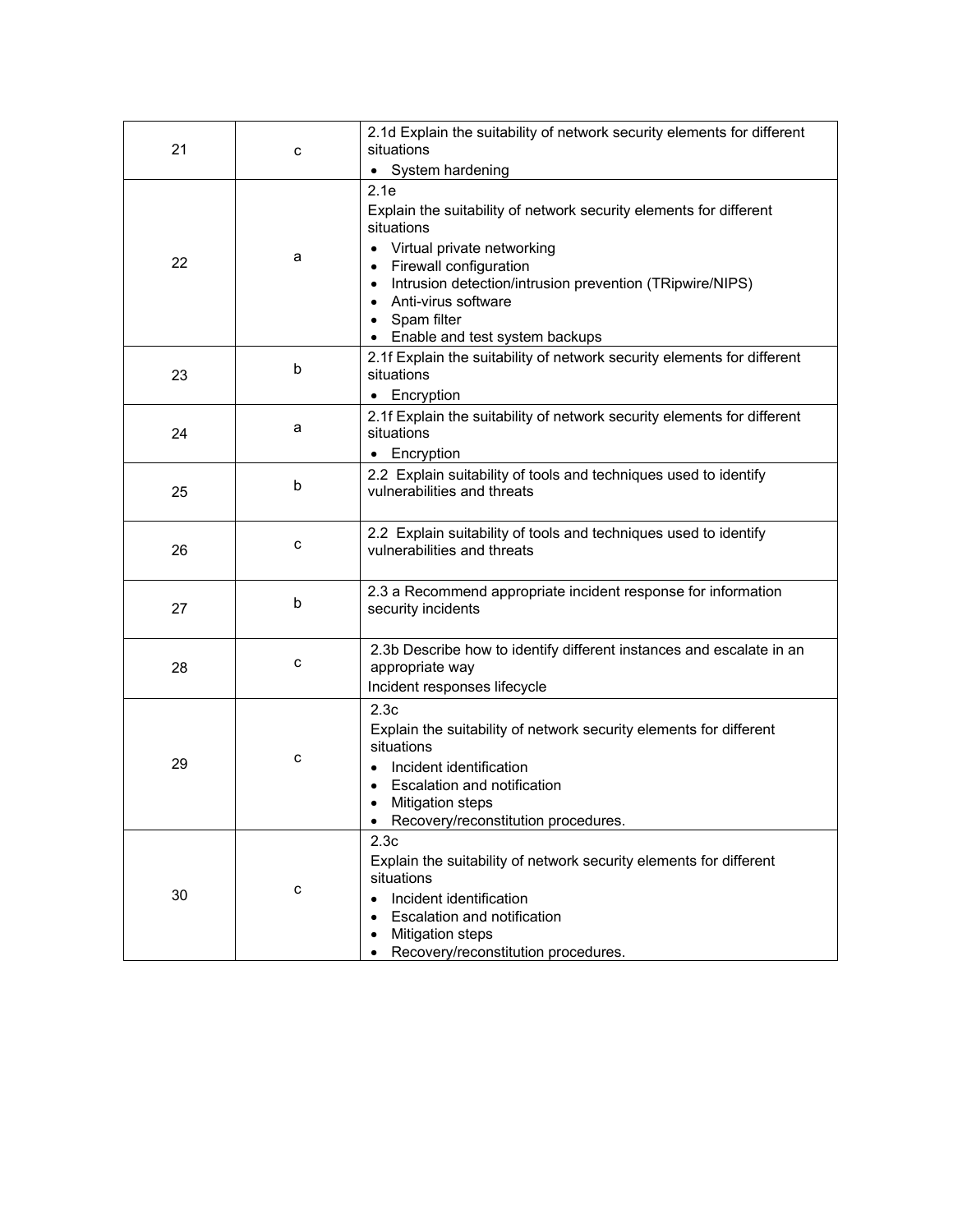| | | |
|---|---|---|
| 21 | c | 2.1d Explain the suitability of network security elements for different situations<br>• System hardening |
| 22 | a | 2.1e<br>Explain the suitability of network security elements for different situations<br>• Virtual private networking<br>• Firewall configuration<br>• Intrusion detection/intrusion prevention (TRipwire/NIPS)<br>• Anti-virus software<br>• Spam filter<br>• Enable and test system backups |
| 23 | b | 2.1f Explain the suitability of network security elements for different situations<br>• Encryption |
| 24 | a | 2.1f Explain the suitability of network security elements for different situations<br>• Encryption |
| 25 | b | 2.2 Explain suitability of tools and techniques used to identify vulnerabilities and threats |
| 26 | c | 2.2 Explain suitability of tools and techniques used to identify vulnerabilities and threats |
| 27 | b | 2.3 a Recommend appropriate incident response for information security incidents |
| 28 | c | 2.3b Describe how to identify different instances and escalate in an appropriate way<br>Incident responses lifecycle |
| 29 | c | 2.3c<br>Explain the suitability of network security elements for different situations<br>• Incident identification<br>• Escalation and notification<br>• Mitigation steps<br>• Recovery/reconstitution procedures. |
| 30 | c | 2.3c<br>Explain the suitability of network security elements for different situations<br>• Incident identification<br>• Escalation and notification<br>• Mitigation steps<br>• Recovery/reconstitution procedures. |